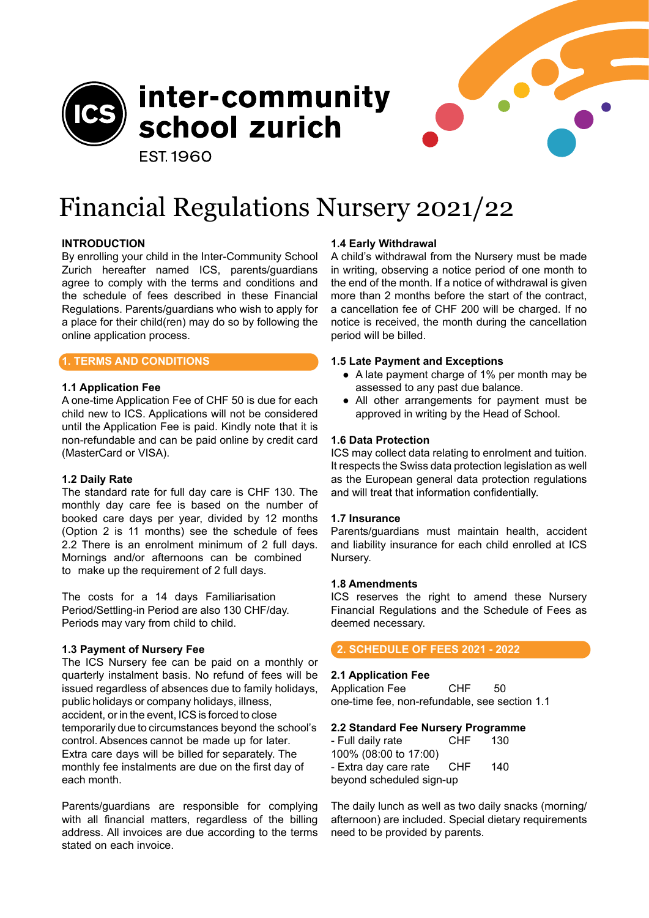**ICS inter-community school zurich**

EST. 1960

# Financial Regulations Nursery 2021/22

### INTRODUCTION

By enrolling your child in the Inter-Community School Zurich hereafter named ICS, parents/guardians agree to comply with the terms and conditions and the schedule of fees described in these Financial Regulations. Parents/guardians who wish to apply for a place for their child(ren) may do so by following the online application process.

## 1. TERMS AND CONDITIONS

### 1.1 Application Fee

A one-time Application Fee of CHF 50 is due for each child new to ICS. Applications will not be considered until the Application Fee is paid. Kindly note that it is non-refundable and can be paid online by credit card (MasterCard or VISA).

### 1.2 Daily Rate

The standard rate for full day care is CHF 130. The monthly day care fee is based on the number of booked care days per year, divided by 12 months (Option 2 is 11 months) see the schedule of fees 2.2 There is an enrolment minimum of 2 full days. Mornings and/or afternoons can be combined to make up the requirement of 2 full days.

The costs for a 14 days Familiarisation Period/Settling-in Period are also 130 CHF/day. Periods may vary from child to child.

### 1.3 Payment of Nursery Fee

The ICS Nursery fee can be paid on a monthly or quarterly instalment basis. No refund of fees will be issued regardless of absences due to family holidays, public holidays or company holidays, illness, accident, or in the event, ICS is forced to close temporarily due to circumstances beyond the school's control. Absences cannot be made up for later. Extra care days will be billed for separately. The monthly fee instalments are due on the first day of each month.

Parents/guardians are responsible for complying with all financial matters, regardless of the billing address. All invoices are due according to the terms stated on each invoice.

### 1.4 Early Withdrawal

A child's withdrawal from the Nursery must be made in writing, observing a notice period of one month to the end of the month. If a notice of withdrawal is given more than 2 months before the start of the contract, a cancellation fee of CHF 200 will be charged. If no notice is received, the month during the cancellation period will be billed.

### 1.5 Late Payment and Exceptions

- A late payment charge of 1% per month may be assessed to any past due balance.
- All other arrangements for payment must be approved in writing by the Head of School.

### 1.6 Data Protection

ICS may collect data relating to enrolment and tuition. It respects the Swiss data protection legislation as well as the European general data protection regulations and will treat that information confidentially.

### 1.7 Insurance

Parents/guardians must maintain health, accident and liability insurance for each child enrolled at ICS Nursery.

### 1.8 Amendments

ICS reserves the right to amend these Nursery Financial Regulations and the Schedule of Fees as deemed necessary.

## 2. SCHEDULE OF FEES 2021 - 2022

### 2.1 Application Fee

Application Fee CHF 50

one-time fee, non-refundable, see section 1.1

### 2.2 Standard Fee Nursery Programme

- Full daily rate CHF 130

100% (08:00 to 17:00)

- Extra day care rate CHF 140

beyond scheduled sign-up

The daily lunch as well as two daily snacks (morning/afternoon) are included. Special dietary requirements need to be provided by parents.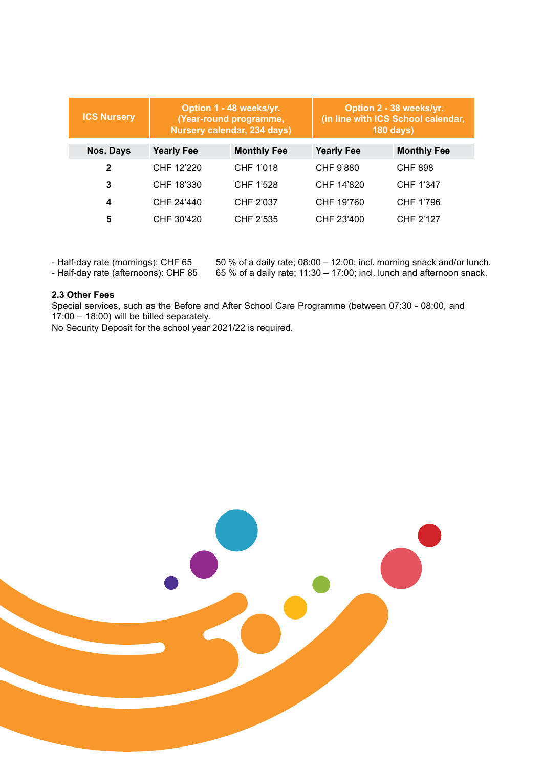| ICS Nursery | Option 1 - 48 weeks/yr. (Year-round programme, Nursery calendar, 234 days) | | Option 2 - 38 weeks/yr. (in line with ICS School calendar, 180 days) | |
|---|---|---|---|---|
| **Nos. Days** | **Yearly Fee** | **Monthly Fee** | **Yearly Fee** | **Monthly Fee** |
| **2** | CHF 12'220 | CHF 1'018 | CHF 9'880 | CHF 898 |
| **3** | CHF 18'330 | CHF 1'528 | CHF 14'820 | CHF 1'347 |
| **4** | CHF 24'440 | CHF 2'037 | CHF 19'760 | CHF 1'796 |
| **5** | CHF 30'420 | CHF 2'535 | CHF 23'400 | CHF 2'127 |

- Half-day rate (mornings): CHF 65 — 50 % of a daily rate; 08:00 – 12:00; incl. morning snack and/or lunch.
- Half-day rate (afternoons): CHF 85 — 65 % of a daily rate; 11:30 – 17:00; incl. lunch and afternoon snack.

**2.3 Other Fees**

Special services, such as the Before and After School Care Programme (between 07:30 - 08:00, and 17:00 – 18:00) will be billed separately.

No Security Deposit for the school year 2021/22 is required.